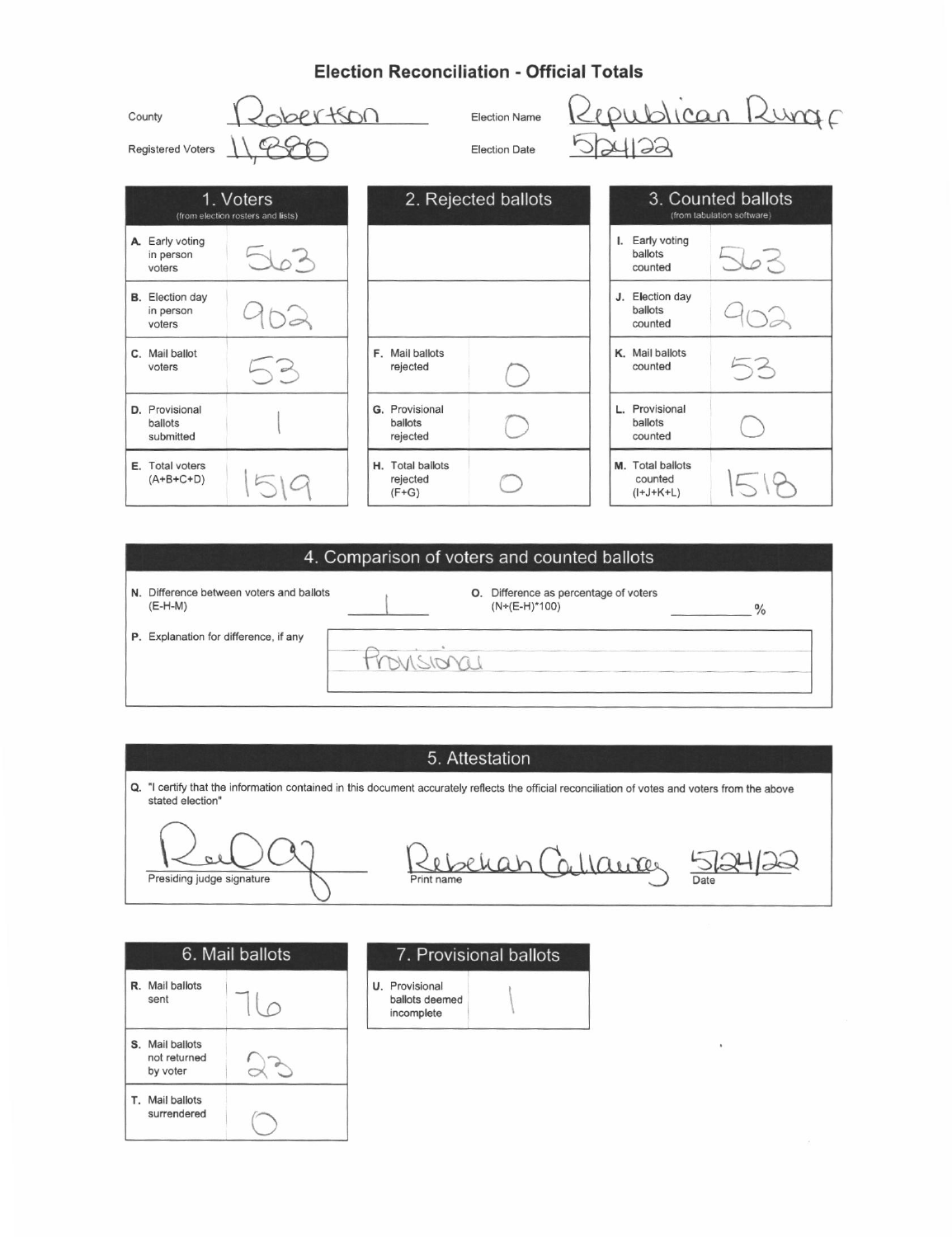# Election Reconciliation - Official Totals

County: Robertson

Registered Voters: 11,880

Election Name: Republican Runoff

Election Date: 5/24/22

| 1. Voters (from election rosters and lists) | | 2. Rejected ballots | | 3. Counted ballots (from tabulation software) | |
|---|---|---|---|---|---|
| A. Early voting in person voters | 563 | | | I. Early voting ballots counted | 563 |
| B. Election day in person voters | 902 | | | J. Election day ballots counted | 902 |
| C. Mail ballot voters | 53 | F. Mail ballots rejected | 0 | K. Mail ballots counted | 53 |
| D. Provisional ballots submitted | 1 | G. Provisional ballots rejected | 0 | L. Provisional ballots counted | 0 |
| E. Total voters (A+B+C+D) | 1519 | H. Total ballots rejected (F+G) | 0 | M. Total ballots counted (I+J+K+L) | 1518 |

## 4. Comparison of voters and counted ballots

N. Difference between voters and ballots (E-H-M): 1

O. Difference as percentage of voters (N÷(E-H)*100): ______ %

P. Explanation for difference, if any: Provisional

## 5. Attestation

Q. "I certify that the information contained in this document accurately reflects the official reconciliation of votes and voters from the above stated election"

Presiding judge signature: [signature]

Print name: Rebekah Callaway

Date: 5/24/22

| 6. Mail ballots | |
|---|---|
| R. Mail ballots sent | 76 |
| S. Mail ballots not returned by voter | 23 |
| T. Mail ballots surrendered | 0 |

| 7. Provisional ballots | |
|---|---|
| U. Provisional ballots deemed incomplete | 1 |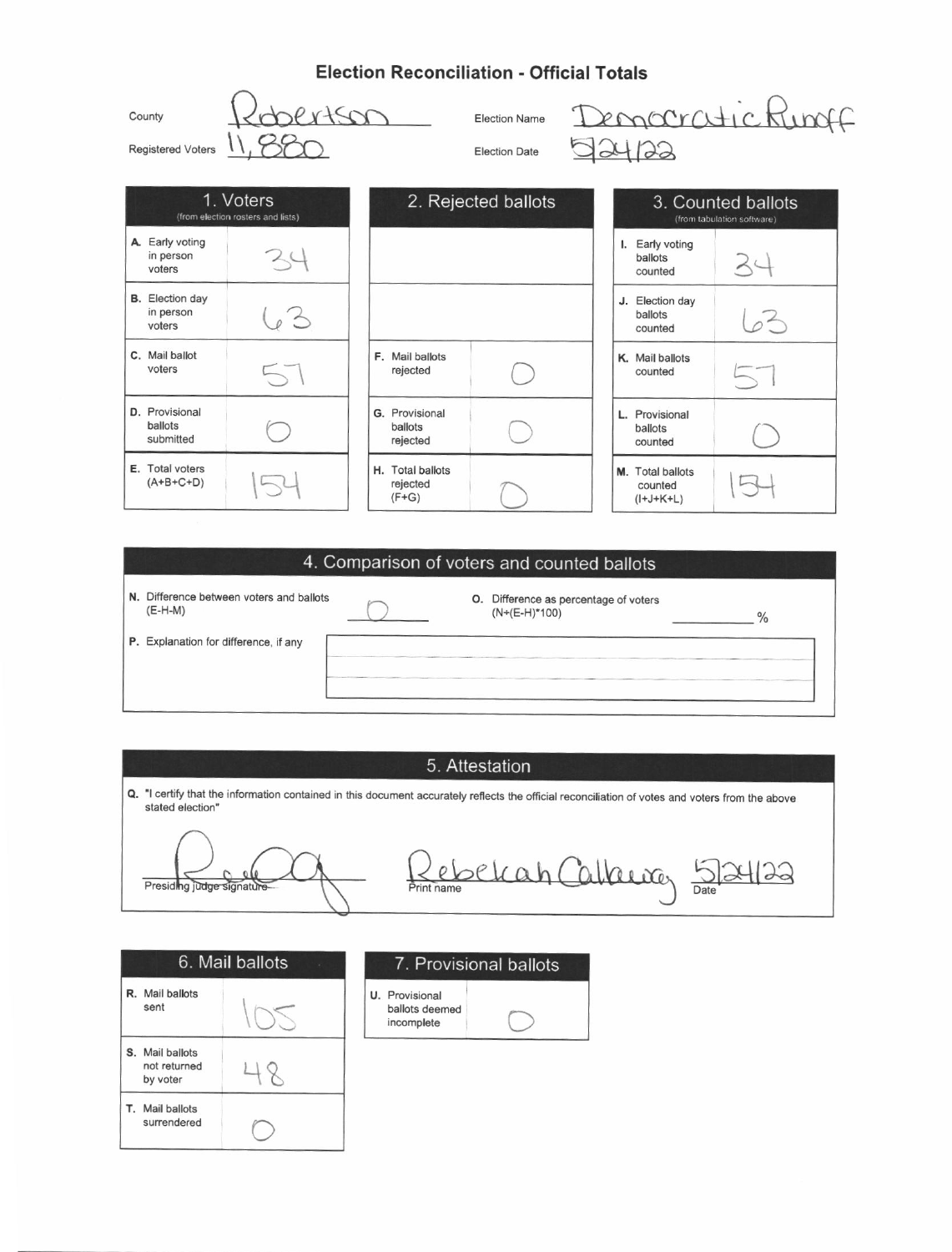# Election Reconciliation - Official Totals

County: Robertson

Registered Voters: 11,880

Election Name: Democratic Runoff

Election Date: 5/24/22

| 1. Voters (from election rosters and lists) | | 2. Rejected ballots | | 3. Counted ballots (from tabulation software) | |
|---|---|---|---|---|---|
| A. Early voting in person voters | 34 | | | I. Early voting ballots counted | 34 |
| B. Election day in person voters | 63 | | | J. Election day ballots counted | 63 |
| C. Mail ballot voters | 57 | F. Mail ballots rejected | 0 | K. Mail ballots counted | 57 |
| D. Provisional ballots submitted | 0 | G. Provisional ballots rejected | 0 | L. Provisional ballots counted | 0 |
| E. Total voters (A+B+C+D) | 154 | H. Total ballots rejected (F+G) | 0 | M. Total ballots counted (I+J+K+L) | 154 |

## 4. Comparison of voters and counted ballots

N. Difference between voters and ballots (E-H-M): 0

O. Difference as percentage of voters (N÷(E-H)*100): ________ %

P. Explanation for difference, if any:

## 5. Attestation

Q. "I certify that the information contained in this document accurately reflects the official reconciliation of votes and voters from the above stated election"

Presiding judge signature: [signature]

Print name: Rebekah Calloway

Date: 5/24/22

| 6. Mail ballots | |
|---|---|
| R. Mail ballots sent | 105 |
| S. Mail ballots not returned by voter | 48 |
| T. Mail ballots surrendered | 0 |

| 7. Provisional ballots | |
|---|---|
| U. Provisional ballots deemed incomplete | 0 |